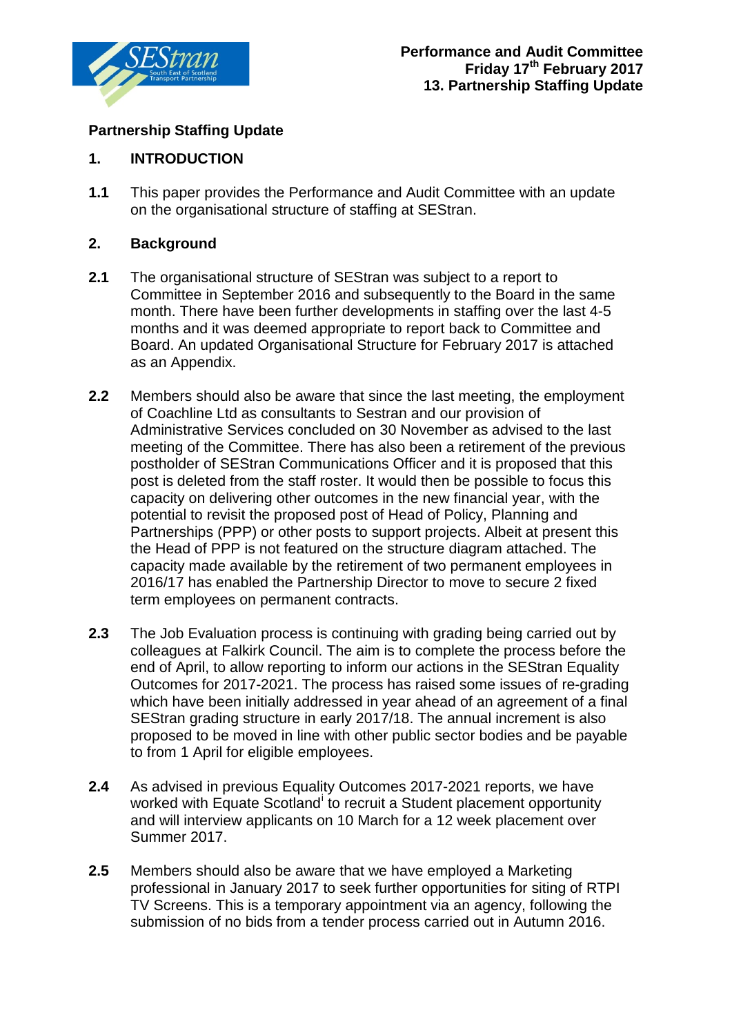**Performance and Audit Committee**
**Friday 17th February 2017**
**13. Partnership Staffing Update**

## Partnership Staffing Update

### 1. INTRODUCTION

**1.1** This paper provides the Performance and Audit Committee with an update on the organisational structure of staffing at SEStran.

### 2. Background

**2.1** The organisational structure of SEStran was subject to a report to Committee in September 2016 and subsequently to the Board in the same month. There have been further developments in staffing over the last 4-5 months and it was deemed appropriate to report back to Committee and Board. An updated Organisational Structure for February 2017 is attached as an Appendix.

**2.2** Members should also be aware that since the last meeting, the employment of Coachline Ltd as consultants to Sestran and our provision of Administrative Services concluded on 30 November as advised to the last meeting of the Committee. There has also been a retirement of the previous postholder of SEStran Communications Officer and it is proposed that this post is deleted from the staff roster. It would then be possible to focus this capacity on delivering other outcomes in the new financial year, with the potential to revisit the proposed post of Head of Policy, Planning and Partnerships (PPP) or other posts to support projects. Albeit at present this the Head of PPP is not featured on the structure diagram attached. The capacity made available by the retirement of two permanent employees in 2016/17 has enabled the Partnership Director to move to secure 2 fixed term employees on permanent contracts.

**2.3** The Job Evaluation process is continuing with grading being carried out by colleagues at Falkirk Council. The aim is to complete the process before the end of April, to allow reporting to inform our actions in the SEStran Equality Outcomes for 2017-2021. The process has raised some issues of re-grading which have been initially addressed in year ahead of an agreement of a final SEStran grading structure in early 2017/18. The annual increment is also proposed to be moved in line with other public sector bodies and be payable to from 1 April for eligible employees.

**2.4** As advised in previous Equality Outcomes 2017-2021 reports, we have worked with Equate Scotland[i] to recruit a Student placement opportunity and will interview applicants on 10 March for a 12 week placement over Summer 2017.

**2.5** Members should also be aware that we have employed a Marketing professional in January 2017 to seek further opportunities for siting of RTPI TV Screens. This is a temporary appointment via an agency, following the submission of no bids from a tender process carried out in Autumn 2016.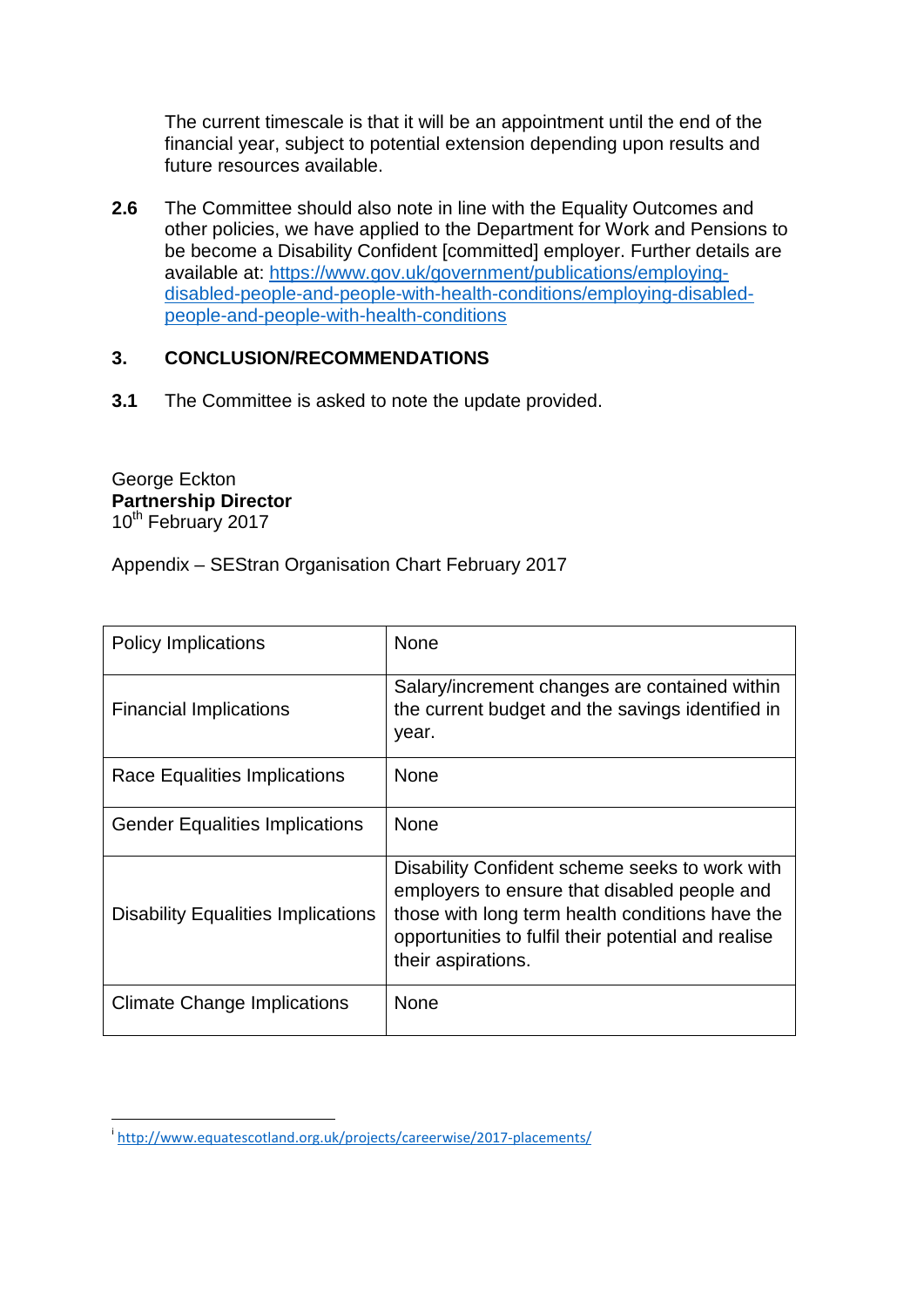The current timescale is that it will be an appointment until the end of the financial year, subject to potential extension depending upon results and future resources available.

**2.6** The Committee should also note in line with the Equality Outcomes and other policies, we have applied to the Department for Work and Pensions to be become a Disability Confident [committed] employer. Further details are available at: https://www.gov.uk/government/publications/employing-disabled-people-and-people-with-health-conditions/employing-disabled-people-and-people-with-health-conditions

## 3. CONCLUSION/RECOMMENDATIONS

**3.1** The Committee is asked to note the update provided.

George Eckton
**Partnership Director**
10th February 2017

Appendix – SEStran Organisation Chart February 2017

| Policy Implications | None |
|---|---|
| Financial Implications | Salary/increment changes are contained within the current budget and the savings identified in year. |
| Race Equalities Implications | None |
| Gender Equalities Implications | None |
| Disability Equalities Implications | Disability Confident scheme seeks to work with employers to ensure that disabled people and those with long term health conditions have the opportunities to fulfil their potential and realise their aspirations. |
| Climate Change Implications | None |

[i] http://www.equatescotland.org.uk/projects/careerwise/2017-placements/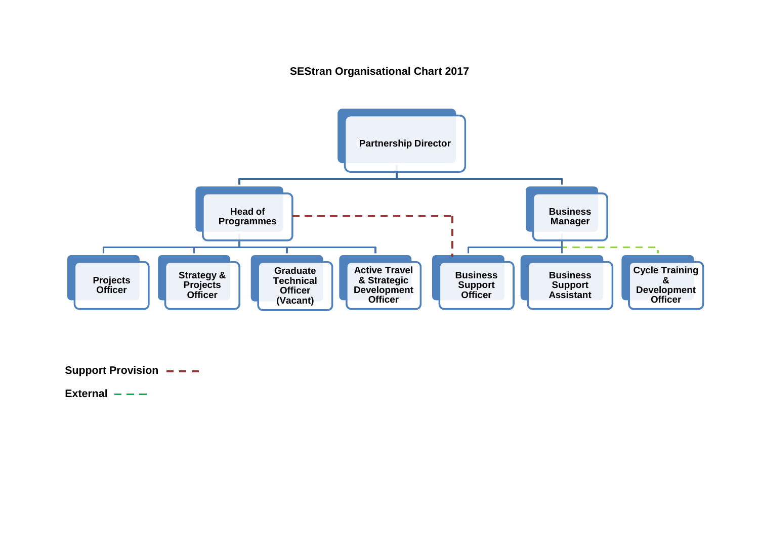**SEStran Organisational Chart 2017**

Partnership Director

Head of Programmes

Business Manager

Projects Officer

Strategy & Projects Officer

Graduate Technical Officer (Vacant)

Active Travel & Strategic Development Officer

Business Support Officer

Business Support Assistant

Cycle Training & Development Officer

**Support Provision**

**External**